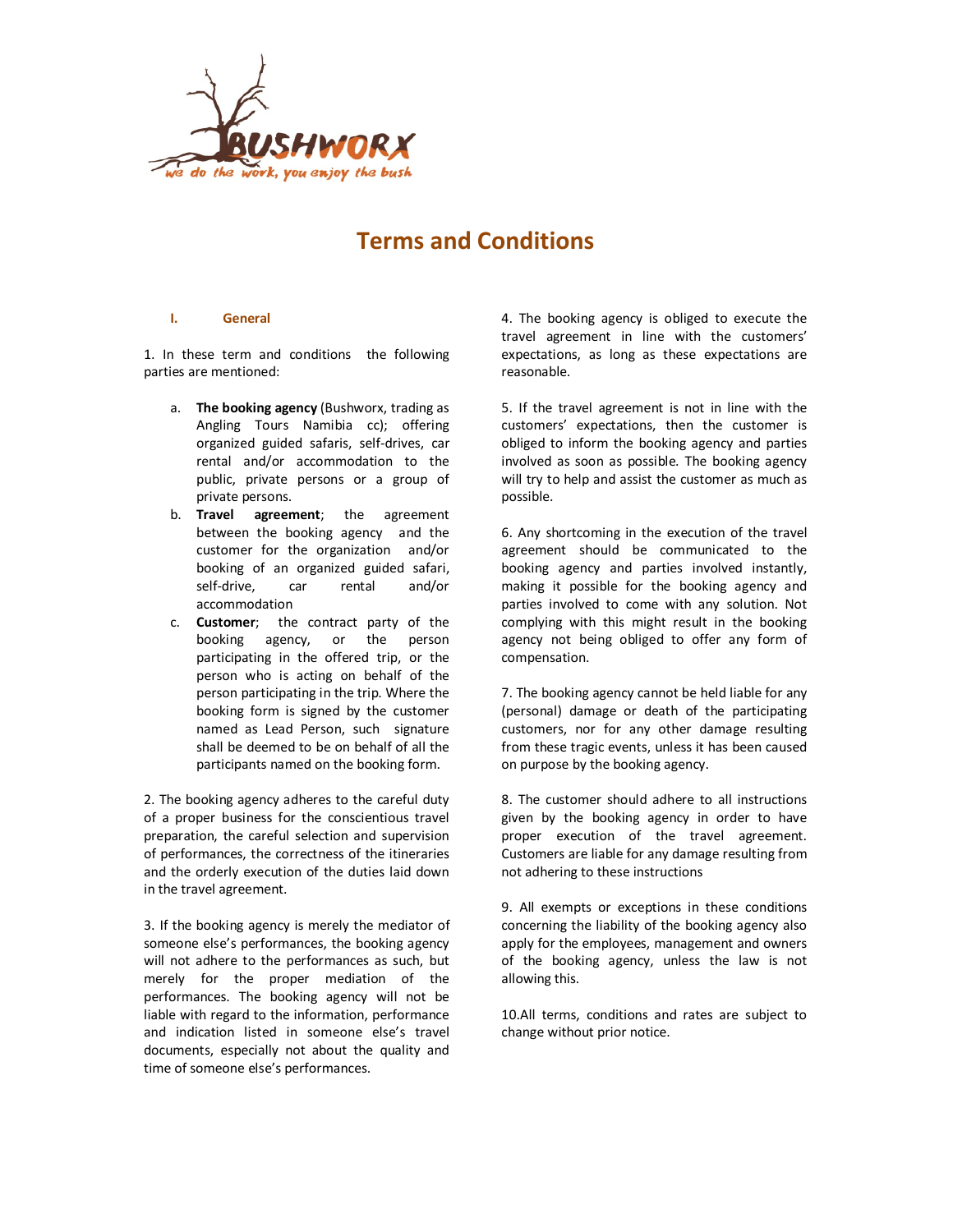BUSHWORX

*we do the work, you enjoy the bush*

# Terms and Conditions

## I. General

1. In these term and conditions the following parties are mentioned:

   a. **The booking agency** (Bushworx, trading as Angling Tours Namibia cc); offering organized guided safaris, self-drives, car rental and/or accommodation to the public, private persons or a group of private persons.

   b. **Travel agreement**; the agreement between the booking agency and the customer for the organization and/or booking of an organized guided safari, self-drive, car rental and/or accommodation

   c. **Customer**; the contract party of the booking agency, or the person participating in the offered trip, or the person who is acting on behalf of the person participating in the trip. Where the booking form is signed by the customer named as Lead Person, such signature shall be deemed to be on behalf of all the participants named on the booking form.

2. The booking agency adheres to the careful duty of a proper business for the conscientious travel preparation, the careful selection and supervision of performances, the correctness of the itineraries and the orderly execution of the duties laid down in the travel agreement.

3. If the booking agency is merely the mediator of someone else's performances, the booking agency will not adhere to the performances as such, but merely for the proper mediation of the performances. The booking agency will not be liable with regard to the information, performance and indication listed in someone else's travel documents, especially not about the quality and time of someone else's performances.

4. The booking agency is obliged to execute the travel agreement in line with the customers' expectations, as long as these expectations are reasonable.

5. If the travel agreement is not in line with the customers' expectations, then the customer is obliged to inform the booking agency and parties involved as soon as possible. The booking agency will try to help and assist the customer as much as possible.

6. Any shortcoming in the execution of the travel agreement should be communicated to the booking agency and parties involved instantly, making it possible for the booking agency and parties involved to come with any solution. Not complying with this might result in the booking agency not being obliged to offer any form of compensation.

7. The booking agency cannot be held liable for any (personal) damage or death of the participating customers, nor for any other damage resulting from these tragic events, unless it has been caused on purpose by the booking agency.

8. The customer should adhere to all instructions given by the booking agency in order to have proper execution of the travel agreement. Customers are liable for any damage resulting from not adhering to these instructions

9. All exempts or exceptions in these conditions concerning the liability of the booking agency also apply for the employees, management and owners of the booking agency, unless the law is not allowing this.

10. All terms, conditions and rates are subject to change without prior notice.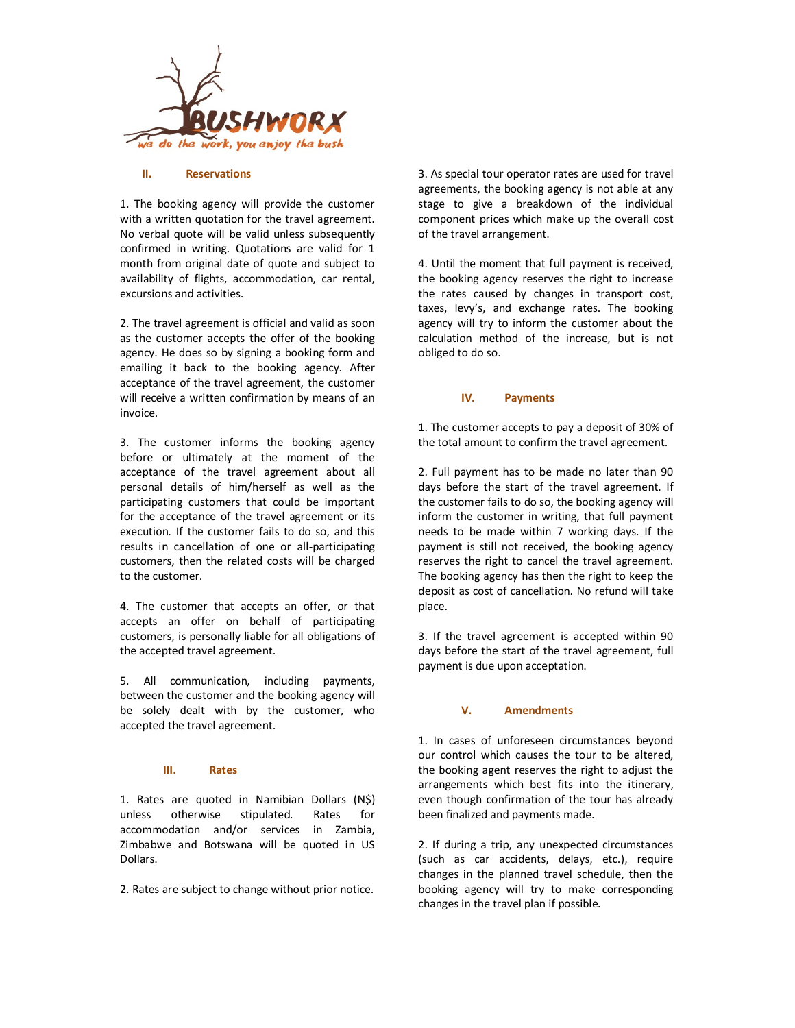## II. Reservations

1. The booking agency will provide the customer with a written quotation for the travel agreement. No verbal quote will be valid unless subsequently confirmed in writing. Quotations are valid for 1 month from original date of quote and subject to availability of flights, accommodation, car rental, excursions and activities.

2. The travel agreement is official and valid as soon as the customer accepts the offer of the booking agency. He does so by signing a booking form and emailing it back to the booking agency. After acceptance of the travel agreement, the customer will receive a written confirmation by means of an invoice.

3. The customer informs the booking agency before or ultimately at the moment of the acceptance of the travel agreement about all personal details of him/herself as well as the participating customers that could be important for the acceptance of the travel agreement or its execution. If the customer fails to do so, and this results in cancellation of one or all-participating customers, then the related costs will be charged to the customer.

4. The customer that accepts an offer, or that accepts an offer on behalf of participating customers, is personally liable for all obligations of the accepted travel agreement.

5. All communication, including payments, between the customer and the booking agency will be solely dealt with by the customer, who accepted the travel agreement.

## III. Rates

1. Rates are quoted in Namibian Dollars (N$) unless otherwise stipulated. Rates for accommodation and/or services in Zambia, Zimbabwe and Botswana will be quoted in US Dollars.

2. Rates are subject to change without prior notice.

3. As special tour operator rates are used for travel agreements, the booking agency is not able at any stage to give a breakdown of the individual component prices which make up the overall cost of the travel arrangement.

4. Until the moment that full payment is received, the booking agency reserves the right to increase the rates caused by changes in transport cost, taxes, levy's, and exchange rates. The booking agency will try to inform the customer about the calculation method of the increase, but is not obliged to do so.

## IV. Payments

1. The customer accepts to pay a deposit of 30% of the total amount to confirm the travel agreement.

2. Full payment has to be made no later than 90 days before the start of the travel agreement. If the customer fails to do so, the booking agency will inform the customer in writing, that full payment needs to be made within 7 working days. If the payment is still not received, the booking agency reserves the right to cancel the travel agreement. The booking agency has then the right to keep the deposit as cost of cancellation. No refund will take place.

3. If the travel agreement is accepted within 90 days before the start of the travel agreement, full payment is due upon acceptance.

## V. Amendments

1. In cases of unforeseen circumstances beyond our control which causes the tour to be altered, the booking agent reserves the right to adjust the arrangements which best fits into the itinerary, even though confirmation of the tour has already been finalized and payments made.

2. If during a trip, any unexpected circumstances (such as car accidents, delays, etc.), require changes in the planned travel schedule, then the booking agency will try to make corresponding changes in the travel plan if possible.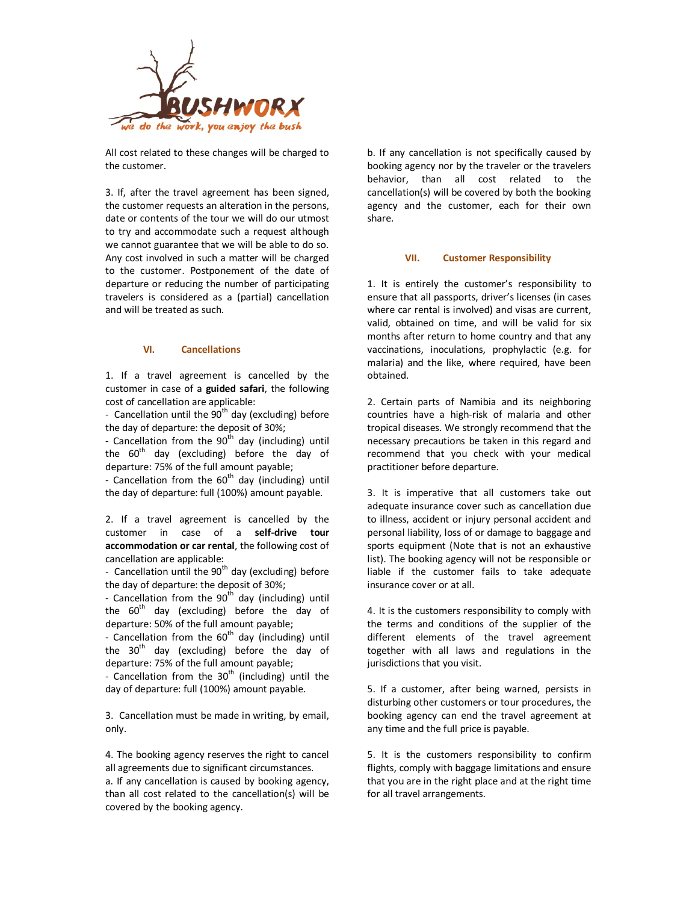All cost related to these changes will be charged to the customer.

3. If, after the travel agreement has been signed, the customer requests an alteration in the persons, date or contents of the tour we will do our utmost to try and accommodate such a request although we cannot guarantee that we will be able to do so. Any cost involved in such a matter will be charged to the customer. Postponement of the date of departure or reducing the number of participating travelers is considered as a (partial) cancellation and will be treated as such.

## VI. Cancellations

1. If a travel agreement is cancelled by the customer in case of a **guided safari**, the following cost of cancellation are applicable:
- Cancellation until the 90th day (excluding) before the day of departure: the deposit of 30%;
- Cancellation from the 90th day (including) until the 60th day (excluding) before the day of departure: 75% of the full amount payable;
- Cancellation from the 60th day (including) until the day of departure: full (100%) amount payable.

2. If a travel agreement is cancelled by the customer in case of a **self-drive tour accommodation or car rental**, the following cost of cancellation are applicable:
- Cancellation until the 90th day (excluding) before the day of departure: the deposit of 30%;
- Cancellation from the 90th day (including) until the 60th day (excluding) before the day of departure: 50% of the full amount payable;
- Cancellation from the 60th day (including) until the 30th day (excluding) before the day of departure: 75% of the full amount payable;
- Cancellation from the 30th (including) until the day of departure: full (100%) amount payable.

3. Cancellation must be made in writing, by email, only.

4. The booking agency reserves the right to cancel all agreements due to significant circumstances.
a. If any cancellation is caused by booking agency, than all cost related to the cancellation(s) will be covered by the booking agency.
b. If any cancellation is not specifically caused by booking agency nor by the traveler or the travelers behavior, than all cost related to the cancellation(s) will be covered by both the booking agency and the customer, each for their own share.

## VII. Customer Responsibility

1. It is entirely the customer's responsibility to ensure that all passports, driver's licenses (in cases where car rental is involved) and visas are current, valid, obtained on time, and will be valid for six months after return to home country and that any vaccinations, inoculations, prophylactic (e.g. for malaria) and the like, where required, have been obtained.

2. Certain parts of Namibia and its neighboring countries have a high-risk of malaria and other tropical diseases. We strongly recommend that the necessary precautions be taken in this regard and recommend that you check with your medical practitioner before departure.

3. It is imperative that all customers take out adequate insurance cover such as cancellation due to illness, accident or injury personal accident and personal liability, loss of or damage to baggage and sports equipment (Note that is not an exhaustive list). The booking agency will not be responsible or liable if the customer fails to take adequate insurance cover or at all.

4. It is the customers responsibility to comply with the terms and conditions of the supplier of the different elements of the travel agreement together with all laws and regulations in the jurisdictions that you visit.

5. If a customer, after being warned, persists in disturbing other customers or tour procedures, the booking agency can end the travel agreement at any time and the full price is payable.

5. It is the customers responsibility to confirm flights, comply with baggage limitations and ensure that you are in the right place and at the right time for all travel arrangements.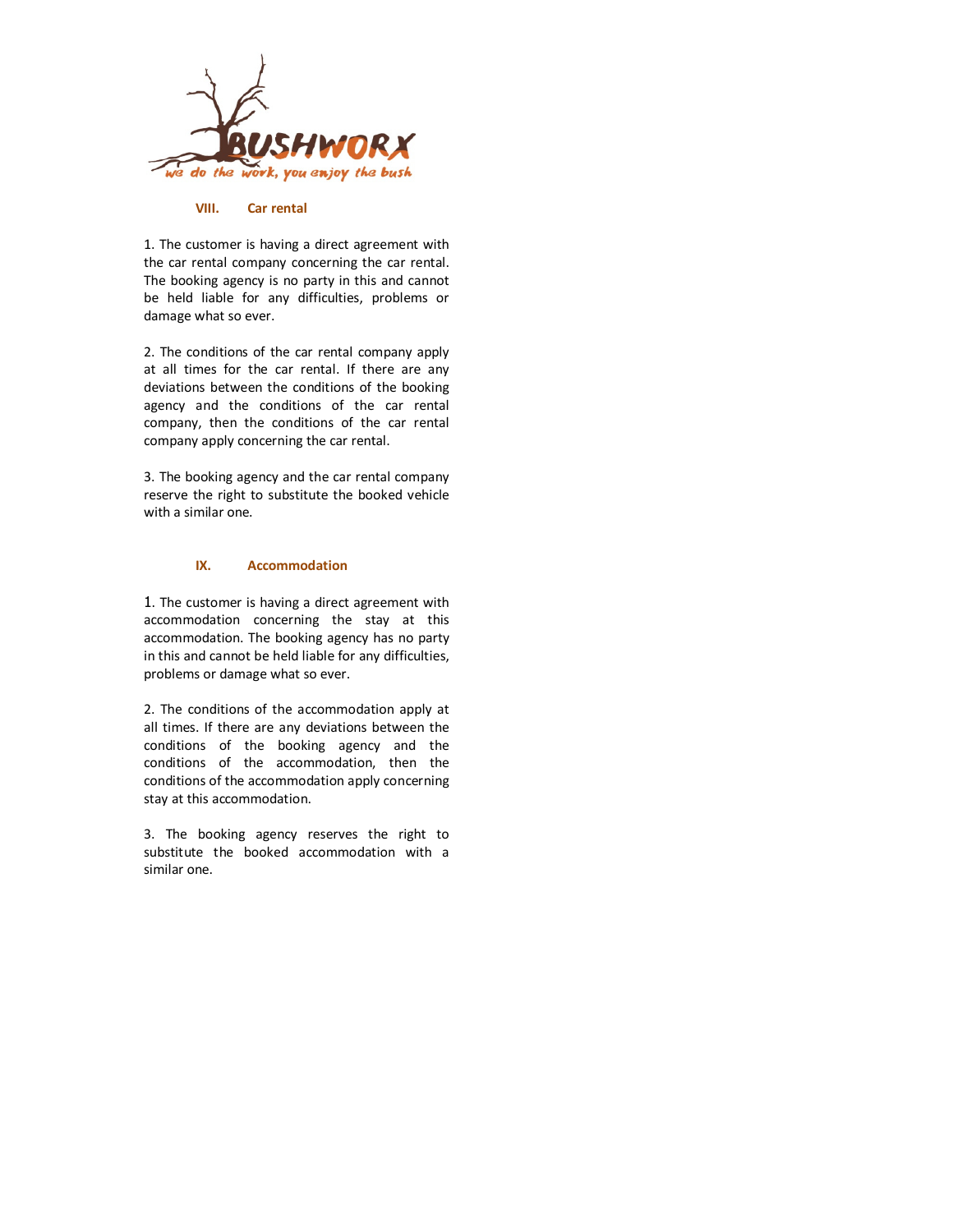BUSHWORX

*we do the work, you enjoy the bush*

## VIII. Car rental

1. The customer is having a direct agreement with the car rental company concerning the car rental. The booking agency is no party in this and cannot be held liable for any difficulties, problems or damage what so ever.

2. The conditions of the car rental company apply at all times for the car rental. If there are any deviations between the conditions of the booking agency and the conditions of the car rental company, then the conditions of the car rental company apply concerning the car rental.

3. The booking agency and the car rental company reserve the right to substitute the booked vehicle with a similar one.

## IX. Accommodation

1. The customer is having a direct agreement with accommodation concerning the stay at this accommodation. The booking agency has no party in this and cannot be held liable for any difficulties, problems or damage what so ever.

2. The conditions of the accommodation apply at all times. If there are any deviations between the conditions of the booking agency and the conditions of the accommodation, then the conditions of the accommodation apply concerning stay at this accommodation.

3. The booking agency reserves the right to substitute the booked accommodation with a similar one.